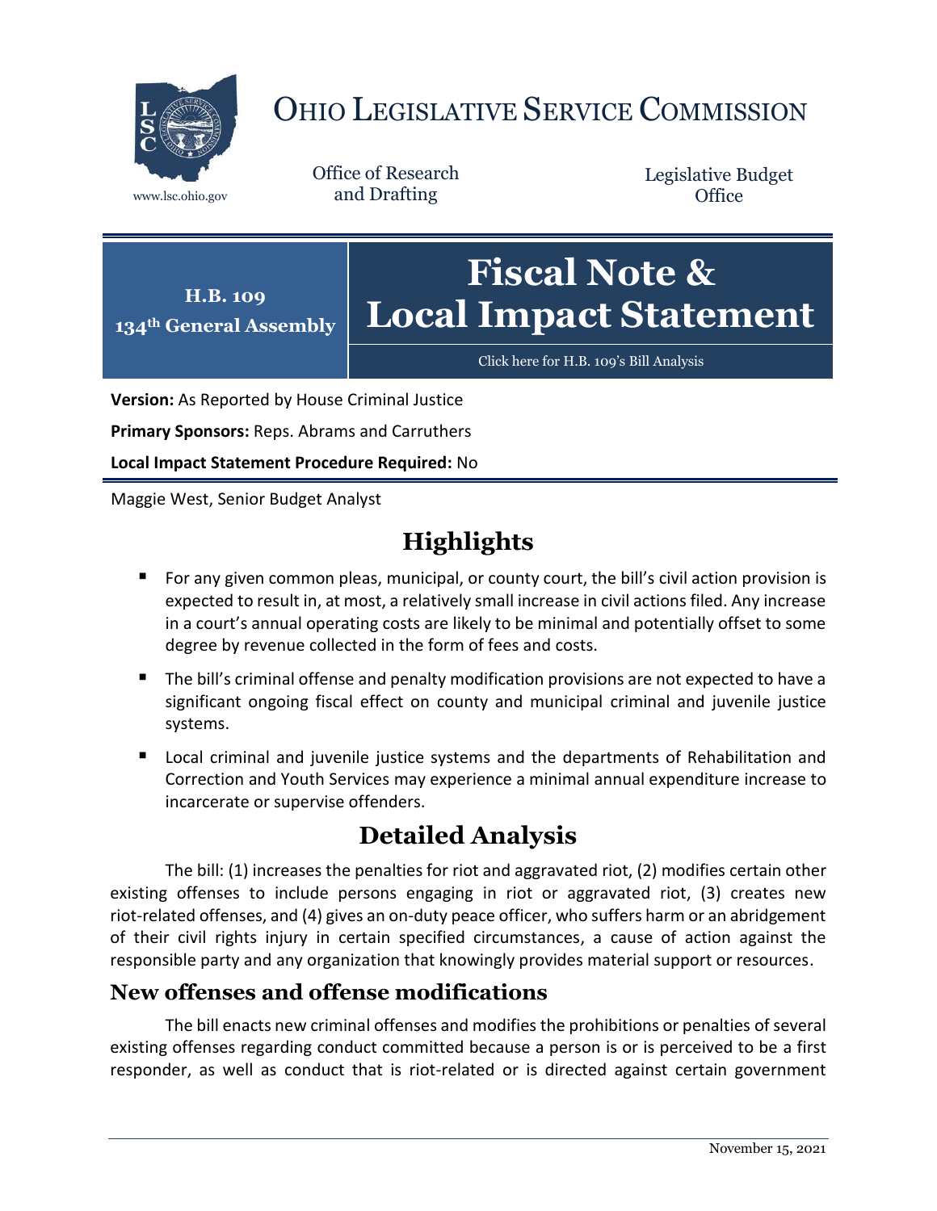# OHIO LEGISLATIVE SERVICE COMMISSION

www.lsc.ohio.gov

Office of Research and Drafting

Legislative Budget Office

**H.B. 109**
**134th General Assembly**

# Fiscal Note & Local Impact Statement

Click here for H.B. 109's Bill Analysis

**Version:** As Reported by House Criminal Justice

**Primary Sponsors:** Reps. Abrams and Carruthers

**Local Impact Statement Procedure Required:** No

Maggie West, Senior Budget Analyst

## Highlights

- For any given common pleas, municipal, or county court, the bill's civil action provision is expected to result in, at most, a relatively small increase in civil actions filed. Any increase in a court's annual operating costs are likely to be minimal and potentially offset to some degree by revenue collected in the form of fees and costs.
- The bill's criminal offense and penalty modification provisions are not expected to have a significant ongoing fiscal effect on county and municipal criminal and juvenile justice systems.
- Local criminal and juvenile justice systems and the departments of Rehabilitation and Correction and Youth Services may experience a minimal annual expenditure increase to incarcerate or supervise offenders.

## Detailed Analysis

The bill: (1) increases the penalties for riot and aggravated riot, (2) modifies certain other existing offenses to include persons engaging in riot or aggravated riot, (3) creates new riot-related offenses, and (4) gives an on-duty peace officer, who suffers harm or an abridgement of their civil rights injury in certain specified circumstances, a cause of action against the responsible party and any organization that knowingly provides material support or resources.

### New offenses and offense modifications

The bill enacts new criminal offenses and modifies the prohibitions or penalties of several existing offenses regarding conduct committed because a person is or is perceived to be a first responder, as well as conduct that is riot-related or is directed against certain government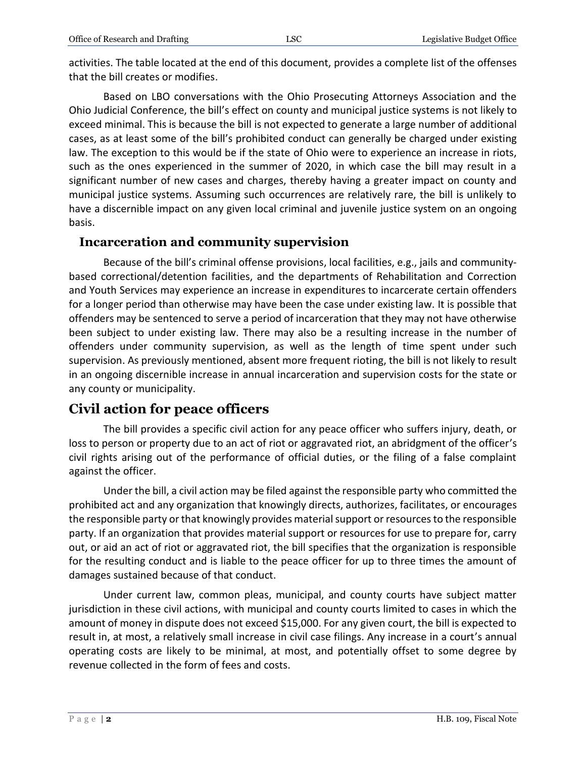activities. The table located at the end of this document, provides a complete list of the offenses that the bill creates or modifies.

Based on LBO conversations with the Ohio Prosecuting Attorneys Association and the Ohio Judicial Conference, the bill's effect on county and municipal justice systems is not likely to exceed minimal. This is because the bill is not expected to generate a large number of additional cases, as at least some of the bill's prohibited conduct can generally be charged under existing law. The exception to this would be if the state of Ohio were to experience an increase in riots, such as the ones experienced in the summer of 2020, in which case the bill may result in a significant number of new cases and charges, thereby having a greater impact on county and municipal justice systems. Assuming such occurrences are relatively rare, the bill is unlikely to have a discernible impact on any given local criminal and juvenile justice system on an ongoing basis.

### Incarceration and community supervision

Because of the bill's criminal offense provisions, local facilities, e.g., jails and community-based correctional/detention facilities, and the departments of Rehabilitation and Correction and Youth Services may experience an increase in expenditures to incarcerate certain offenders for a longer period than otherwise may have been the case under existing law. It is possible that offenders may be sentenced to serve a period of incarceration that they may not have otherwise been subject to under existing law. There may also be a resulting increase in the number of offenders under community supervision, as well as the length of time spent under such supervision. As previously mentioned, absent more frequent rioting, the bill is not likely to result in an ongoing discernible increase in annual incarceration and supervision costs for the state or any county or municipality.

## Civil action for peace officers

The bill provides a specific civil action for any peace officer who suffers injury, death, or loss to person or property due to an act of riot or aggravated riot, an abridgment of the officer's civil rights arising out of the performance of official duties, or the filing of a false complaint against the officer.

Under the bill, a civil action may be filed against the responsible party who committed the prohibited act and any organization that knowingly directs, authorizes, facilitates, or encourages the responsible party or that knowingly provides material support or resources to the responsible party. If an organization that provides material support or resources for use to prepare for, carry out, or aid an act of riot or aggravated riot, the bill specifies that the organization is responsible for the resulting conduct and is liable to the peace officer for up to three times the amount of damages sustained because of that conduct.

Under current law, common pleas, municipal, and county courts have subject matter jurisdiction in these civil actions, with municipal and county courts limited to cases in which the amount of money in dispute does not exceed $15,000. For any given court, the bill is expected to result in, at most, a relatively small increase in civil case filings. Any increase in a court's annual operating costs are likely to be minimal, at most, and potentially offset to some degree by revenue collected in the form of fees and costs.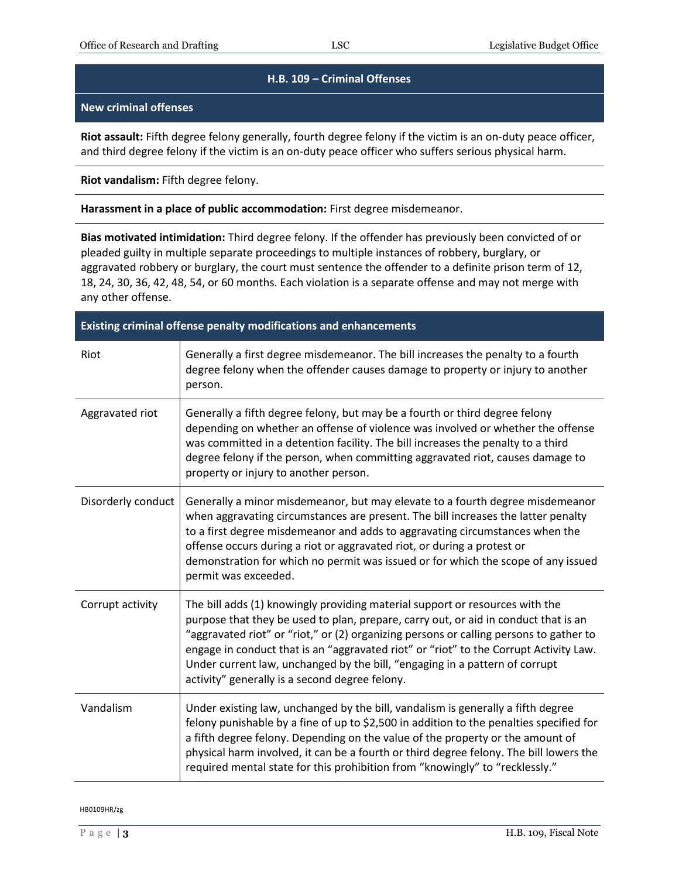## H.B. 109 – Criminal Offenses

### New criminal offenses

**Riot assault:** Fifth degree felony generally, fourth degree felony if the victim is an on-duty peace officer, and third degree felony if the victim is an on-duty peace officer who suffers serious physical harm.

**Riot vandalism:** Fifth degree felony.

**Harassment in a place of public accommodation:** First degree misdemeanor.

**Bias motivated intimidation:** Third degree felony. If the offender has previously been convicted of or pleaded guilty in multiple separate proceedings to multiple instances of robbery, burglary, or aggravated robbery or burglary, the court must sentence the offender to a definite prison term of 12, 18, 24, 30, 36, 42, 48, 54, or 60 months. Each violation is a separate offense and may not merge with any other offense.

### Existing criminal offense penalty modifications and enhancements

| | |
|---|---|
| Riot | Generally a first degree misdemeanor. The bill increases the penalty to a fourth degree felony when the offender causes damage to property or injury to another person. |
| Aggravated riot | Generally a fifth degree felony, but may be a fourth or third degree felony depending on whether an offense of violence was involved or whether the offense was committed in a detention facility. The bill increases the penalty to a third degree felony if the person, when committing aggravated riot, causes damage to property or injury to another person. |
| Disorderly conduct | Generally a minor misdemeanor, but may elevate to a fourth degree misdemeanor when aggravating circumstances are present. The bill increases the latter penalty to a first degree misdemeanor and adds to aggravating circumstances when the offense occurs during a riot or aggravated riot, or during a protest or demonstration for which no permit was issued or for which the scope of any issued permit was exceeded. |
| Corrupt activity | The bill adds (1) knowingly providing material support or resources with the purpose that they be used to plan, prepare, carry out, or aid in conduct that is an "aggravated riot" or "riot," or (2) organizing persons or calling persons to gather to engage in conduct that is an "aggravated riot" or "riot" to the Corrupt Activity Law. Under current law, unchanged by the bill, "engaging in a pattern of corrupt activity" generally is a second degree felony. |
| Vandalism | Under existing law, unchanged by the bill, vandalism is generally a fifth degree felony punishable by a fine of up to $2,500 in addition to the penalties specified for a fifth degree felony. Depending on the value of the property or the amount of physical harm involved, it can be a fourth or third degree felony. The bill lowers the required mental state for this prohibition from "knowingly" to "recklessly." |

HB0109HR/zg